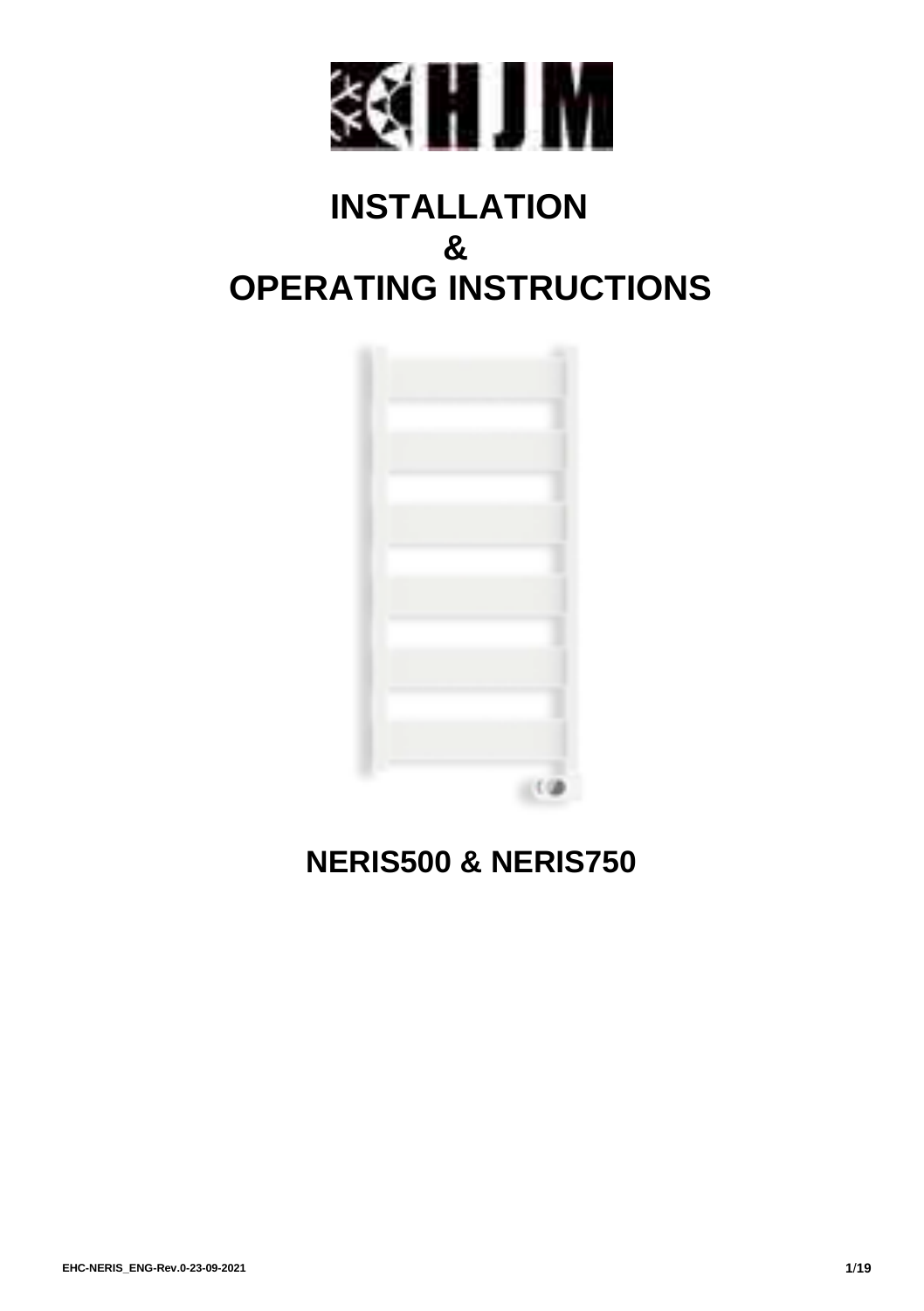# INSTALLATION
# &
# OPERATING INSTRUCTIONS

## NERIS500 & NERIS750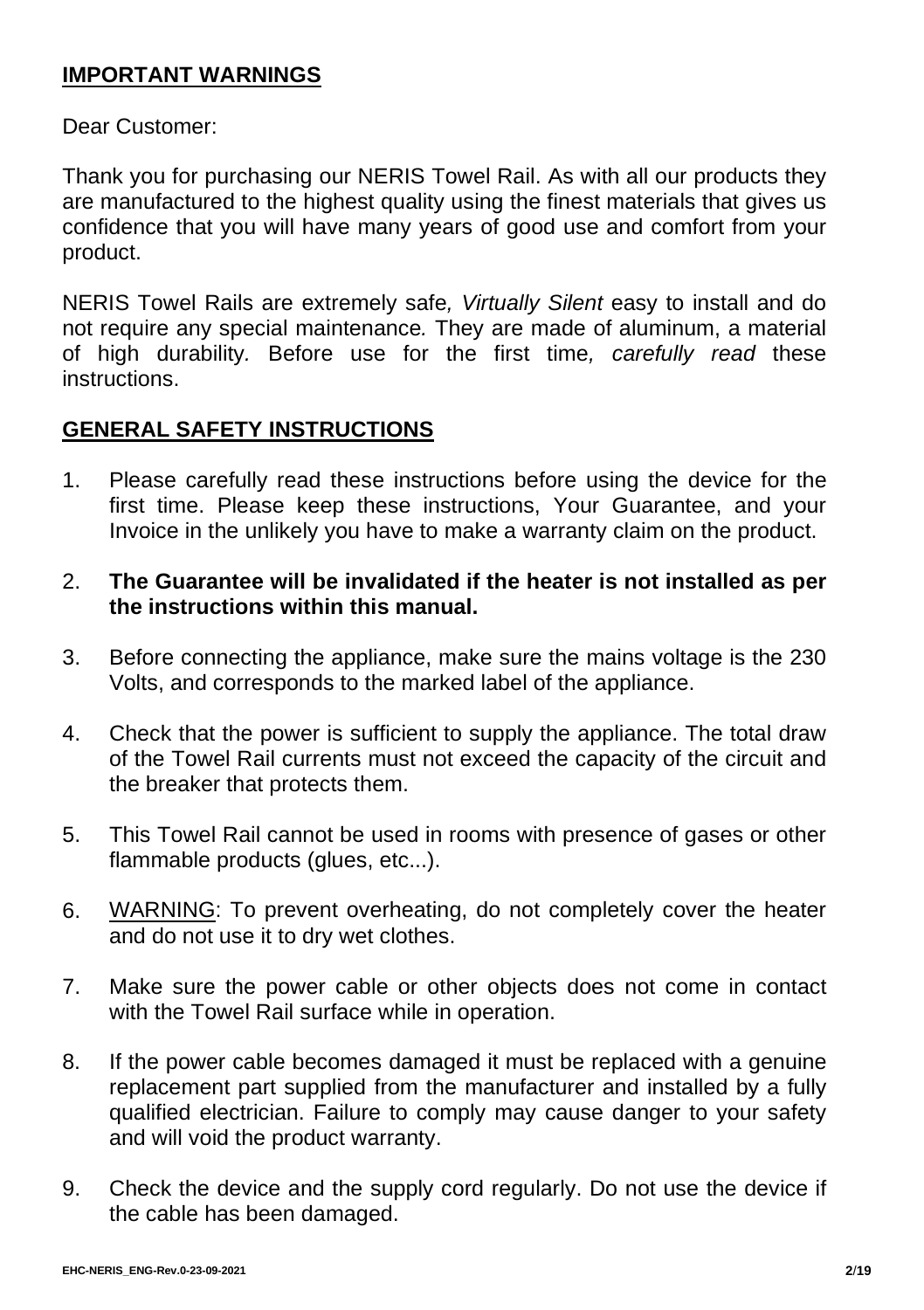## IMPORTANT WARNINGS

Dear Customer:

Thank you for purchasing our NERIS Towel Rail. As with all our products they are manufactured to the highest quality using the finest materials that gives us confidence that you will have many years of good use and comfort from your product.

NERIS Towel Rails are extremely safe*, Virtually Silent* easy to install and do not require any special maintenance*.* They are made of aluminum, a material of high durability*.* Before use for the first time*, carefully read* these instructions.

## GENERAL SAFETY INSTRUCTIONS

1. Please carefully read these instructions before using the device for the first time. Please keep these instructions, Your Guarantee, and your Invoice in the unlikely you have to make a warranty claim on the product.

2. **The Guarantee will be invalidated if the heater is not installed as per the instructions within this manual.**

3. Before connecting the appliance, make sure the mains voltage is the 230 Volts, and corresponds to the marked label of the appliance.

4. Check that the power is sufficient to supply the appliance. The total draw of the Towel Rail currents must not exceed the capacity of the circuit and the breaker that protects them.

5. This Towel Rail cannot be used in rooms with presence of gases or other flammable products (glues, etc...).

6. <u>WARNING</u>: To prevent overheating, do not completely cover the heater and do not use it to dry wet clothes.

7. Make sure the power cable or other objects does not come in contact with the Towel Rail surface while in operation.

8. If the power cable becomes damaged it must be replaced with a genuine replacement part supplied from the manufacturer and installed by a fully qualified electrician. Failure to comply may cause danger to your safety and will void the product warranty.

9. Check the device and the supply cord regularly. Do not use the device if the cable has been damaged.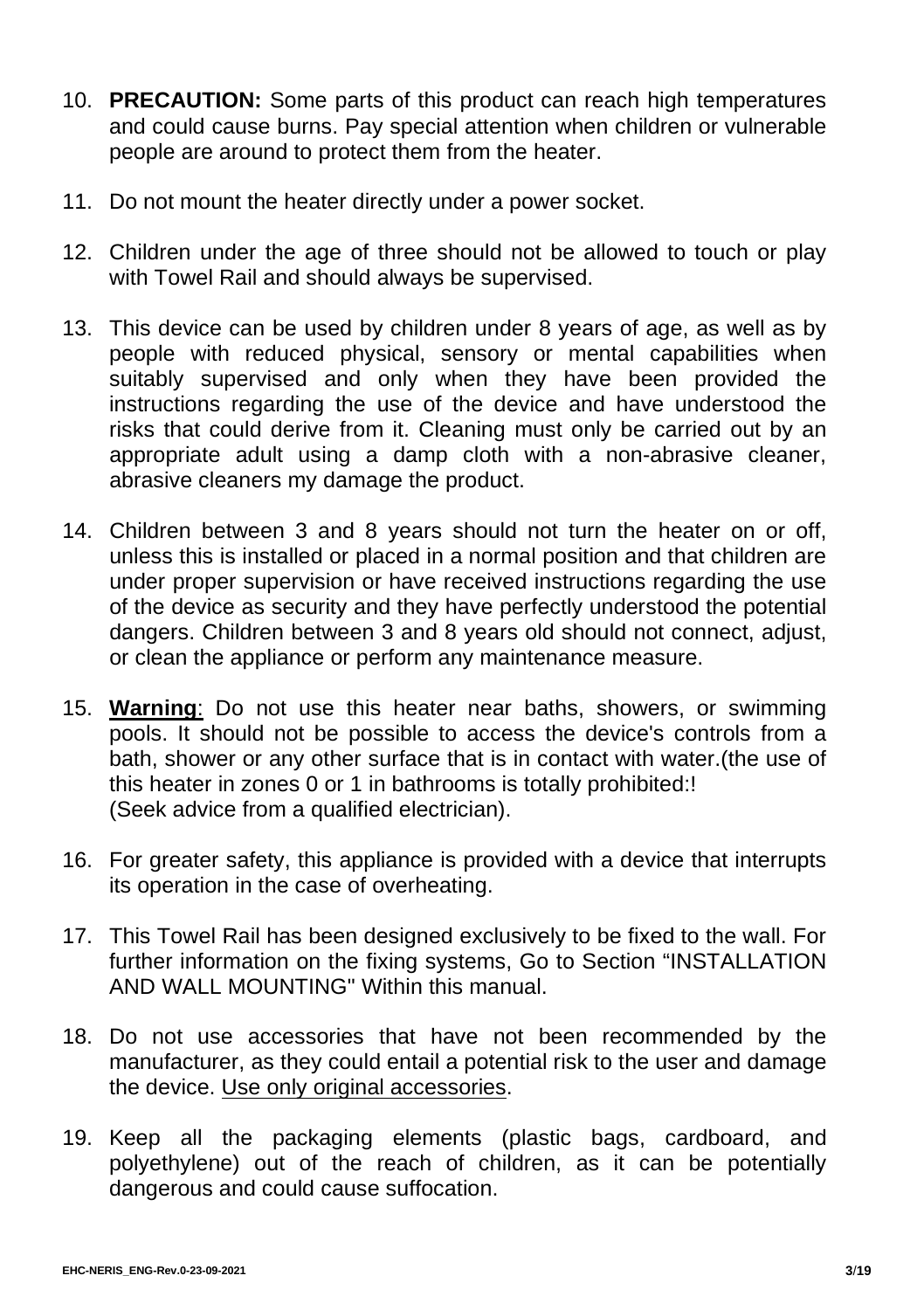10. **PRECAUTION:** Some parts of this product can reach high temperatures and could cause burns. Pay special attention when children or vulnerable people are around to protect them from the heater.

11. Do not mount the heater directly under a power socket.

12. Children under the age of three should not be allowed to touch or play with Towel Rail and should always be supervised.

13. This device can be used by children under 8 years of age, as well as by people with reduced physical, sensory or mental capabilities when suitably supervised and only when they have been provided the instructions regarding the use of the device and have understood the risks that could derive from it. Cleaning must only be carried out by an appropriate adult using a damp cloth with a non-abrasive cleaner, abrasive cleaners my damage the product.

14. Children between 3 and 8 years should not turn the heater on or off, unless this is installed or placed in a normal position and that children are under proper supervision or have received instructions regarding the use of the device as security and they have perfectly understood the potential dangers. Children between 3 and 8 years old should not connect, adjust, or clean the appliance or perform any maintenance measure.

15. <u>**Warning**</u>: Do not use this heater near baths, showers, or swimming pools. It should not be possible to access the device's controls from a bath, shower or any other surface that is in contact with water.(the use of this heater in zones 0 or 1 in bathrooms is totally prohibited:!
(Seek advice from a qualified electrician).

16. For greater safety, this appliance is provided with a device that interrupts its operation in the case of overheating.

17. This Towel Rail has been designed exclusively to be fixed to the wall. For further information on the fixing systems, Go to Section "INSTALLATION AND WALL MOUNTING" Within this manual.

18. Do not use accessories that have not been recommended by the manufacturer, as they could entail a potential risk to the user and damage the device. <u>Use only original accessories</u>.

19. Keep all the packaging elements (plastic bags, cardboard, and polyethylene) out of the reach of children, as it can be potentially dangerous and could cause suffocation.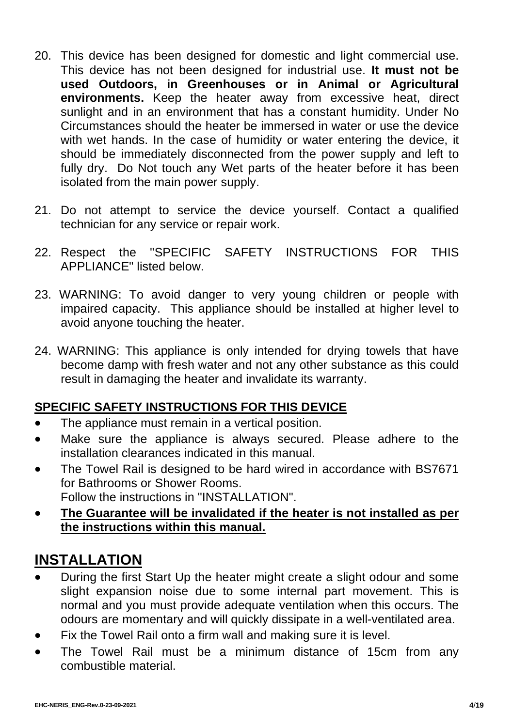20. This device has been designed for domestic and light commercial use. This device has not been designed for industrial use. **It must not be used Outdoors, in Greenhouses or in Animal or Agricultural environments.** Keep the heater away from excessive heat, direct sunlight and in an environment that has a constant humidity. Under No Circumstances should the heater be immersed in water or use the device with wet hands. In the case of humidity or water entering the device, it should be immediately disconnected from the power supply and left to fully dry. Do Not touch any Wet parts of the heater before it has been isolated from the main power supply.

21. Do not attempt to service the device yourself. Contact a qualified technician for any service or repair work.

22. Respect the "SPECIFIC SAFETY INSTRUCTIONS FOR THIS APPLIANCE" listed below.

23. WARNING: To avoid danger to very young children or people with impaired capacity. This appliance should be installed at higher level to avoid anyone touching the heater.

24. WARNING: This appliance is only intended for drying towels that have become damp with fresh water and not any other substance as this could result in damaging the heater and invalidate its warranty.

**SPECIFIC SAFETY INSTRUCTIONS FOR THIS DEVICE**

- The appliance must remain in a vertical position.
- Make sure the appliance is always secured. Please adhere to the installation clearances indicated in this manual.
- The Towel Rail is designed to be hard wired in accordance with BS7671 for Bathrooms or Shower Rooms.
  Follow the instructions in "INSTALLATION".
- **The Guarantee will be invalidated if the heater is not installed as per the instructions within this manual.**

# INSTALLATION

- During the first Start Up the heater might create a slight odour and some slight expansion noise due to some internal part movement. This is normal and you must provide adequate ventilation when this occurs. The odours are momentary and will quickly dissipate in a well-ventilated area.
- Fix the Towel Rail onto a firm wall and making sure it is level.
- The Towel Rail must be a minimum distance of 15cm from any combustible material.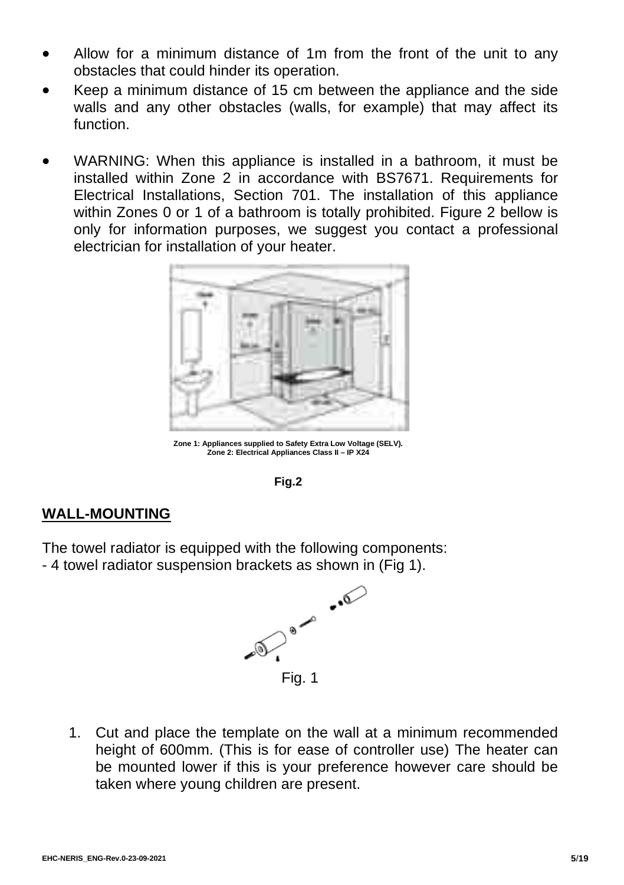- Allow for a minimum distance of 1m from the front of the unit to any obstacles that could hinder its operation.
- Keep a minimum distance of 15 cm between the appliance and the side walls and any other obstacles (walls, for example) that may affect its function.
- WARNING: When this appliance is installed in a bathroom, it must be installed within Zone 2 in accordance with BS7671. Requirements for Electrical Installations, Section 701. The installation of this appliance within Zones 0 or 1 of a bathroom is totally prohibited. Figure 2 bellow is only for information purposes, we suggest you contact a professional electrician for installation of your heater.

**Zone 1: Appliances supplied to Safety Extra Low Voltage (SELV).**
**Zone 2: Electrical Appliances Class II – IP X24**

**Fig.2**

## WALL-MOUNTING

The towel radiator is equipped with the following components:
- 4 towel radiator suspension brackets as shown in (Fig 1).

Fig. 1

1. Cut and place the template on the wall at a minimum recommended height of 600mm. (This is for ease of controller use) The heater can be mounted lower if this is your preference however care should be taken where young children are present.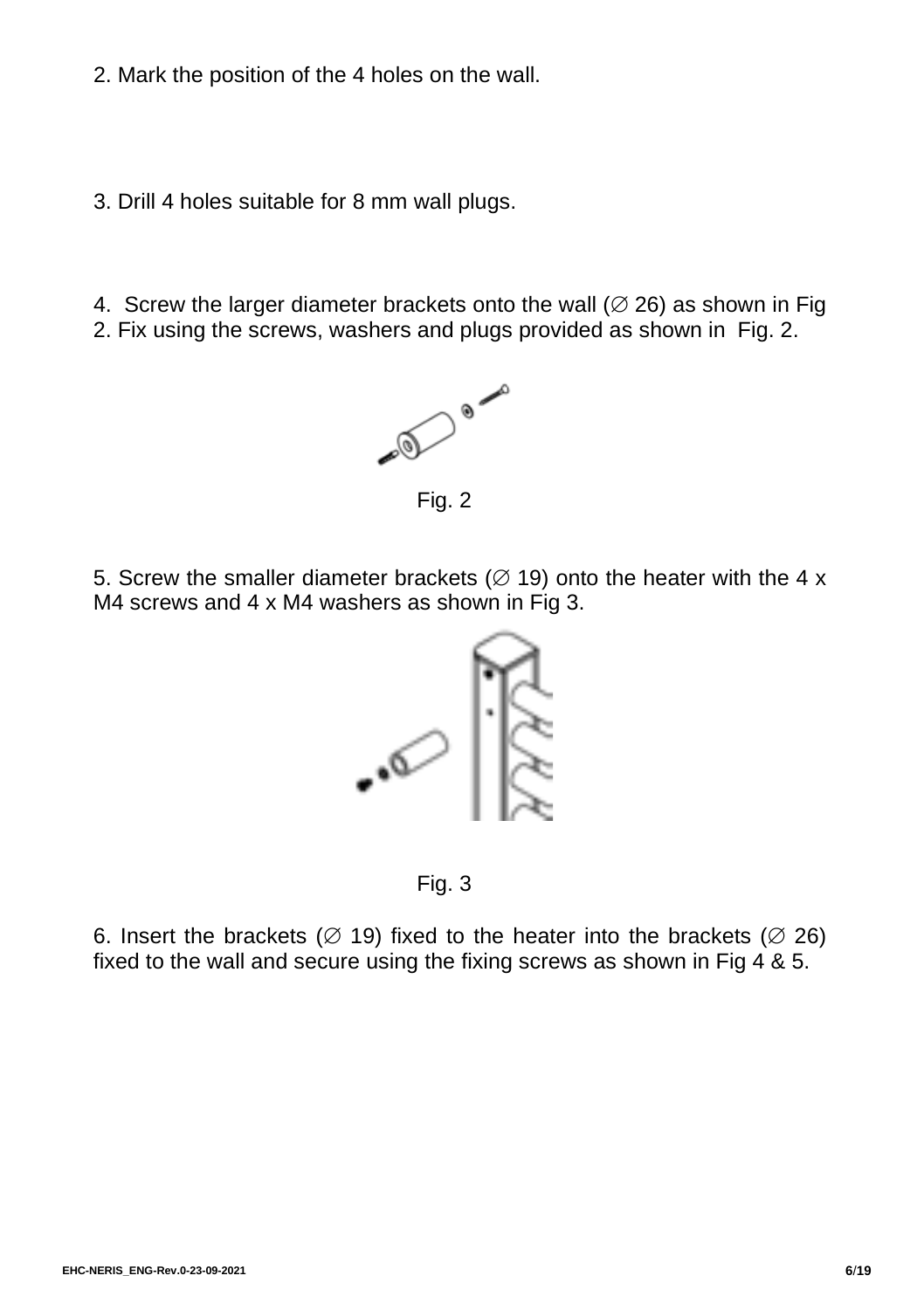2. Mark the position of the 4 holes on the wall.

3. Drill 4 holes suitable for 8 mm wall plugs.

4. Screw the larger diameter brackets onto the wall (∅ 26) as shown in Fig 2. Fix using the screws, washers and plugs provided as shown in Fig. 2.

Fig. 2

5. Screw the smaller diameter brackets (∅ 19) onto the heater with the 4 x M4 screws and 4 x M4 washers as shown in Fig 3.

Fig. 3

6. Insert the brackets (∅ 19) fixed to the heater into the brackets (∅ 26) fixed to the wall and secure using the fixing screws as shown in Fig 4 & 5.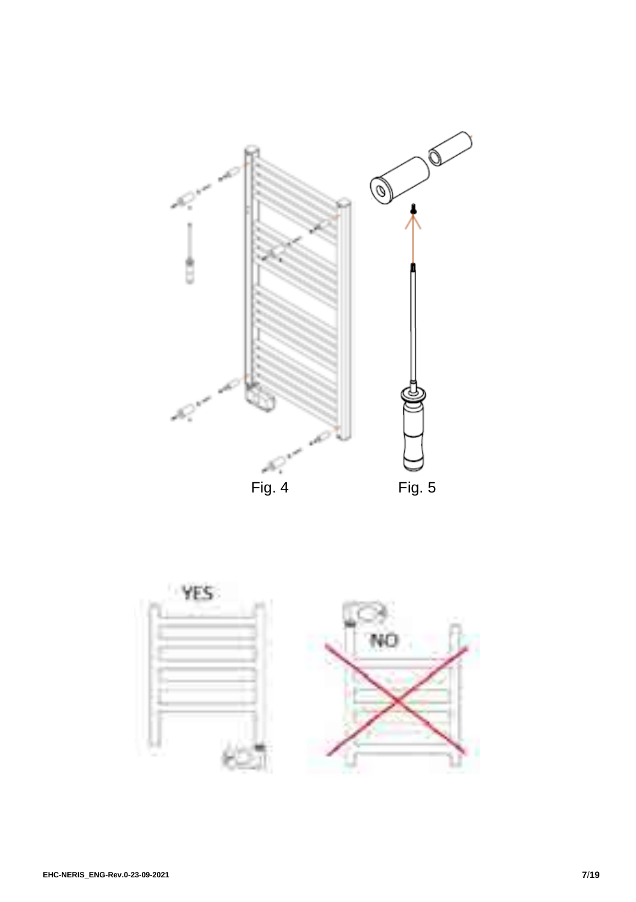Fig. 4

Fig. 5

YES

NO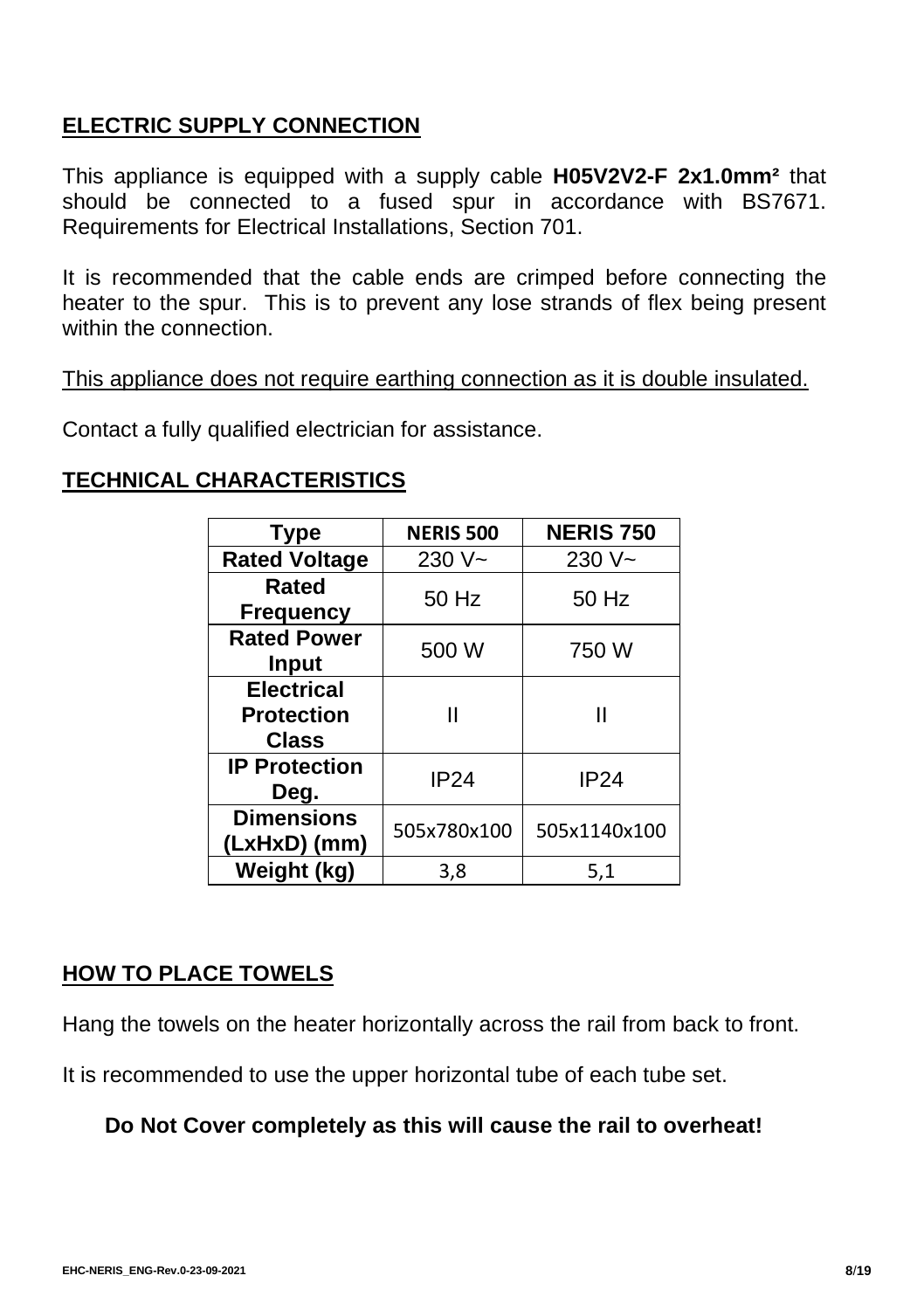## ELECTRIC SUPPLY CONNECTION

This appliance is equipped with a supply cable **H05V2V2-F 2x1.0mm²** that should be connected to a fused spur in accordance with BS7671. Requirements for Electrical Installations, Section 701.

It is recommended that the cable ends are crimped before connecting the heater to the spur. This is to prevent any lose strands of flex being present within the connection.

This appliance does not require earthing connection as it is double insulated.

Contact a fully qualified electrician for assistance.

## TECHNICAL CHARACTERISTICS

| Type | NERIS 500 | NERIS 750 |
| --- | --- | --- |
| Rated Voltage | 230 V~ | 230 V~ |
| Rated Frequency | 50 Hz | 50 Hz |
| Rated Power Input | 500 W | 750 W |
| Electrical Protection Class | II | II |
| IP Protection Deg. | IP24 | IP24 |
| Dimensions (LxHxD) (mm) | 505x780x100 | 505x1140x100 |
| Weight (kg) | 3,8 | 5,1 |

## HOW TO PLACE TOWELS

Hang the towels on the heater horizontally across the rail from back to front.

It is recommended to use the upper horizontal tube of each tube set.

**Do Not Cover completely as this will cause the rail to overheat!**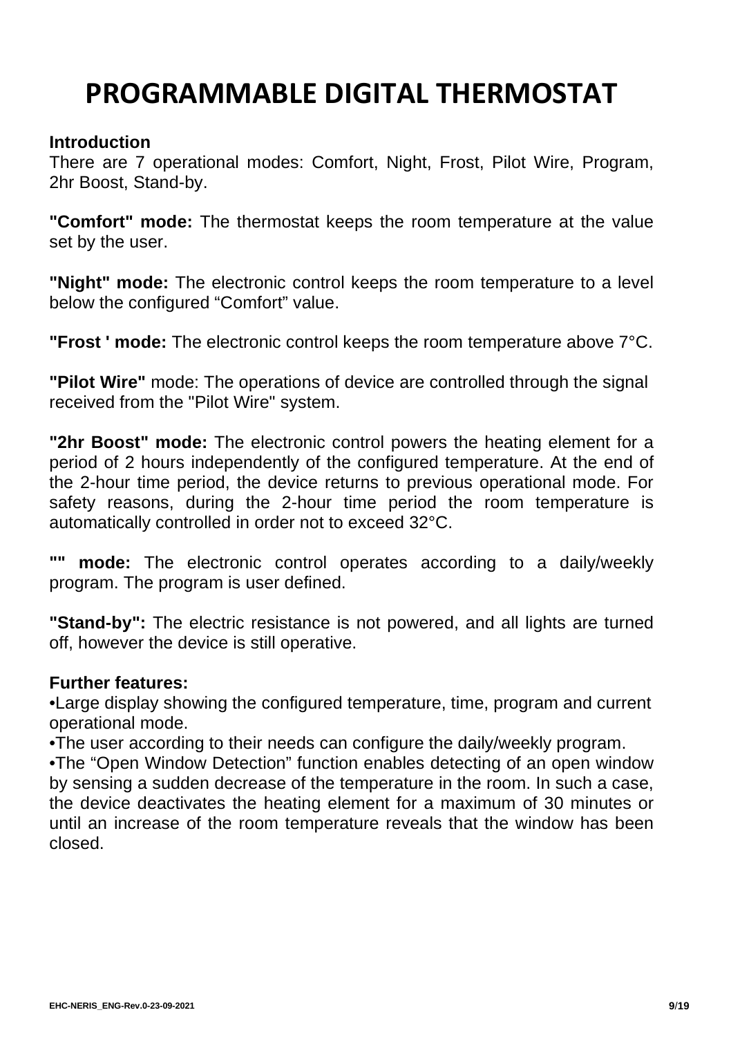# PROGRAMMABLE DIGITAL THERMOSTAT

**Introduction**

There are 7 operational modes: Comfort, Night, Frost, Pilot Wire, Program, 2hr Boost, Stand-by.

**"Comfort" mode:** The thermostat keeps the room temperature at the value set by the user.

**"Night" mode:** The electronic control keeps the room temperature to a level below the configured “Comfort” value.

**"Frost ' mode:** The electronic control keeps the room temperature above 7°C.

**"Pilot Wire"** mode: The operations of device are controlled through the signal received from the "Pilot Wire" system.

**"2hr Boost" mode:** The electronic control powers the heating element for a period of 2 hours independently of the configured temperature. At the end of the 2-hour time period, the device returns to previous operational mode. For safety reasons, during the 2-hour time period the room temperature is automatically controlled in order not to exceed 32°C.

**"" mode:** The electronic control operates according to a daily/weekly program. The program is user defined.

**"Stand-by":** The electric resistance is not powered, and all lights are turned off, however the device is still operative.

**Further features:**

•Large display showing the configured temperature, time, program and current operational mode.

•The user according to their needs can configure the daily/weekly program.

•The “Open Window Detection” function enables detecting of an open window by sensing a sudden decrease of the temperature in the room. In such a case, the device deactivates the heating element for a maximum of 30 minutes or until an increase of the room temperature reveals that the window has been closed.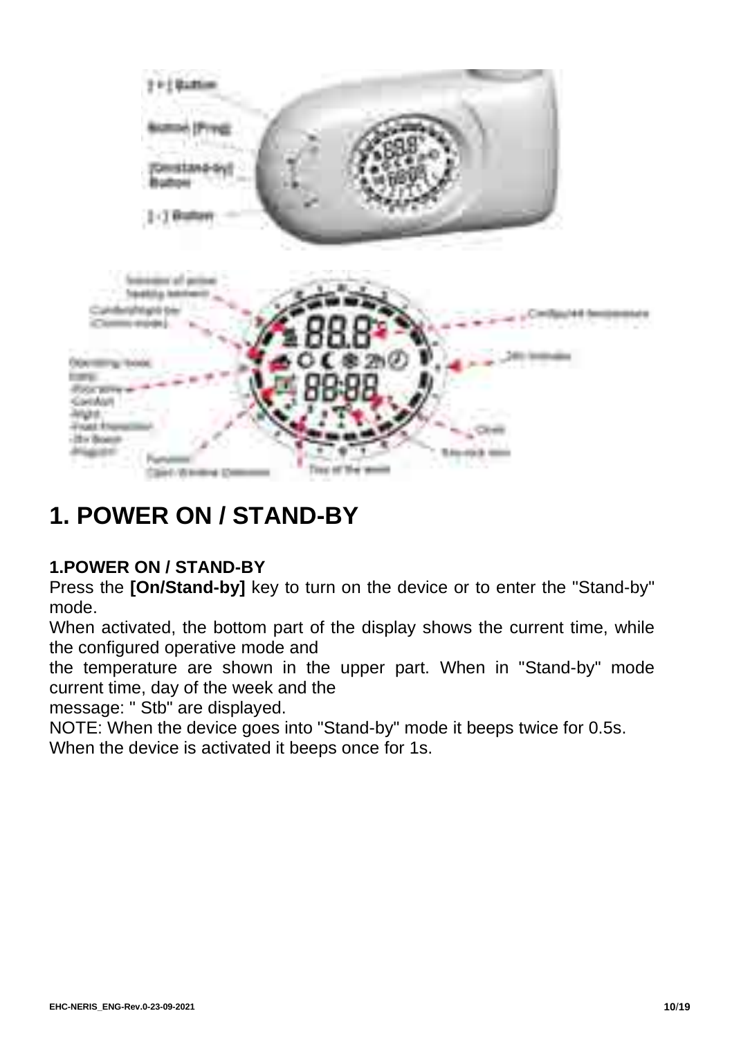# 1. POWER ON / STAND-BY

**1.POWER ON / STAND-BY**

Press the **[On/Stand-by]** key to turn on the device or to enter the "Stand-by" mode.

When activated, the bottom part of the display shows the current time, while the configured operative mode and the temperature are shown in the upper part. When in "Stand-by" mode current time, day of the week and the message: " Stb" are displayed.

NOTE: When the device goes into "Stand-by" mode it beeps twice for 0.5s.

When the device is activated it beeps once for 1s.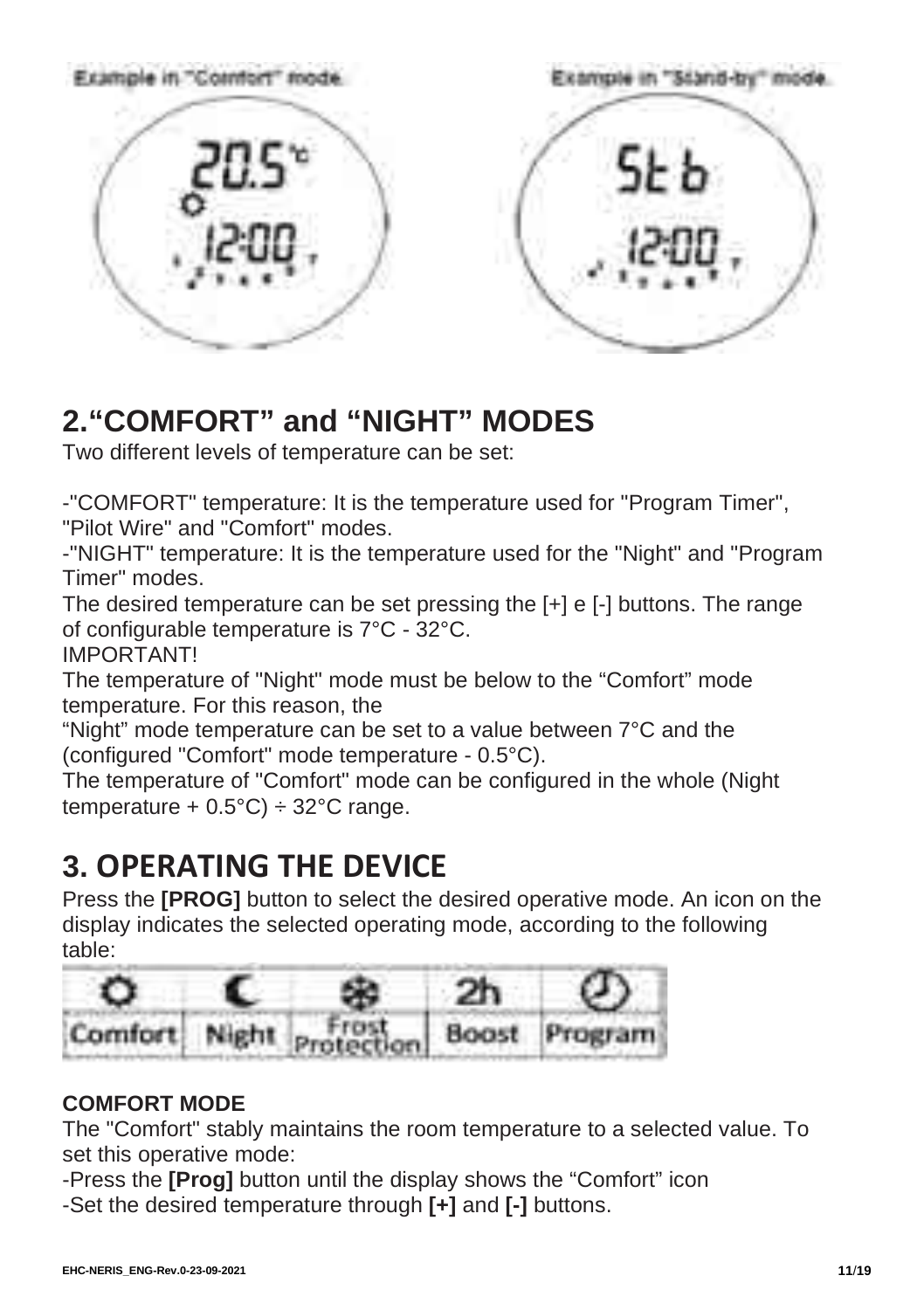Example in "Comfort" mode

Example in "Stand-by" mode

## 2.“COMFORT” and “NIGHT” MODES

Two different levels of temperature can be set:

-"COMFORT" temperature: It is the temperature used for "Program Timer", "Pilot Wire" and "Comfort" modes.

-"NIGHT" temperature: It is the temperature used for the "Night" and "Program Timer" modes.

The desired temperature can be set pressing the [+] e [-] buttons. The range of configurable temperature is 7°C - 32°C.

IMPORTANT!

The temperature of "Night" mode must be below to the “Comfort” mode temperature. For this reason, the

“Night” mode temperature can be set to a value between 7°C and the (configured "Comfort" mode temperature - 0.5°C).

The temperature of "Comfort" mode can be configured in the whole (Night temperature + 0.5°C) ÷ 32°C range.

## 3. OPERATING THE DEVICE

Press the **[PROG]** button to select the desired operative mode. An icon on the display indicates the selected operating mode, according to the following table:

| ☼ | ☾ | ❄ | 2h | 🕘 |
|---|---|---|---|---|
| Comfort | Night | Frost Protection | Boost | Program |

**COMFORT MODE**

The "Comfort" stably maintains the room temperature to a selected value. To set this operative mode:

-Press the **[Prog]** button until the display shows the “Comfort” icon

-Set the desired temperature through **[+]** and **[-]** buttons.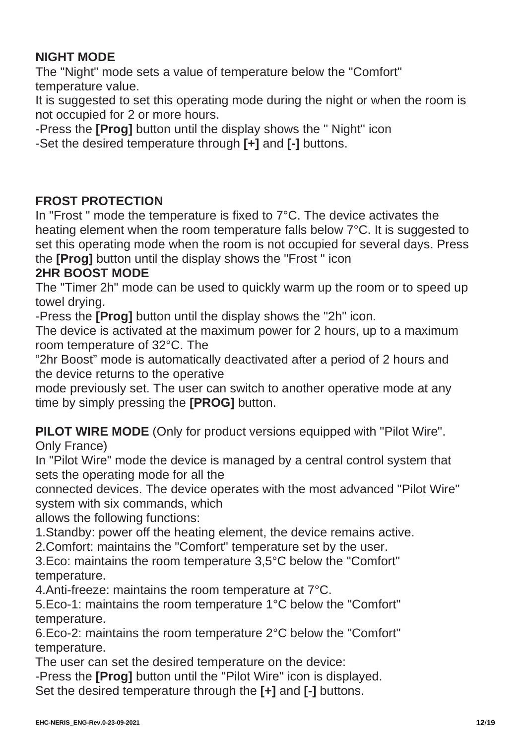## NIGHT MODE

The "Night" mode sets a value of temperature below the "Comfort" temperature value.

It is suggested to set this operating mode during the night or when the room is not occupied for 2 or more hours.

-Press the **[Prog]** button until the display shows the " Night" icon

-Set the desired temperature through **[+]** and **[-]** buttons.

## FROST PROTECTION

In "Frost " mode the temperature is fixed to 7°C. The device activates the heating element when the room temperature falls below 7°C. It is suggested to set this operating mode when the room is not occupied for several days. Press the **[Prog]** button until the display shows the "Frost " icon

## 2HR BOOST MODE

The "Timer 2h" mode can be used to quickly warm up the room or to speed up towel drying.

-Press the **[Prog]** button until the display shows the "2h" icon.

The device is activated at the maximum power for 2 hours, up to a maximum room temperature of 32°C. The "2hr Boost" mode is automatically deactivated after a period of 2 hours and the device returns to the operative mode previously set. The user can switch to another operative mode at any time by simply pressing the **[PROG]** button.

**PILOT WIRE MODE** (Only for product versions equipped with "Pilot Wire". Only France)

In "Pilot Wire" mode the device is managed by a central control system that sets the operating mode for all the connected devices. The device operates with the most advanced "Pilot Wire" system with six commands, which allows the following functions:

1.Standby: power off the heating element, the device remains active.

2.Comfort: maintains the "Comfort" temperature set by the user.

3.Eco: maintains the room temperature 3,5°C below the "Comfort" temperature.

4.Anti-freeze: maintains the room temperature at 7°C.

5.Eco-1: maintains the room temperature 1°C below the "Comfort" temperature.

6.Eco-2: maintains the room temperature 2°C below the "Comfort" temperature.

The user can set the desired temperature on the device:

-Press the **[Prog]** button until the "Pilot Wire" icon is displayed.

Set the desired temperature through the **[+]** and **[-]** buttons.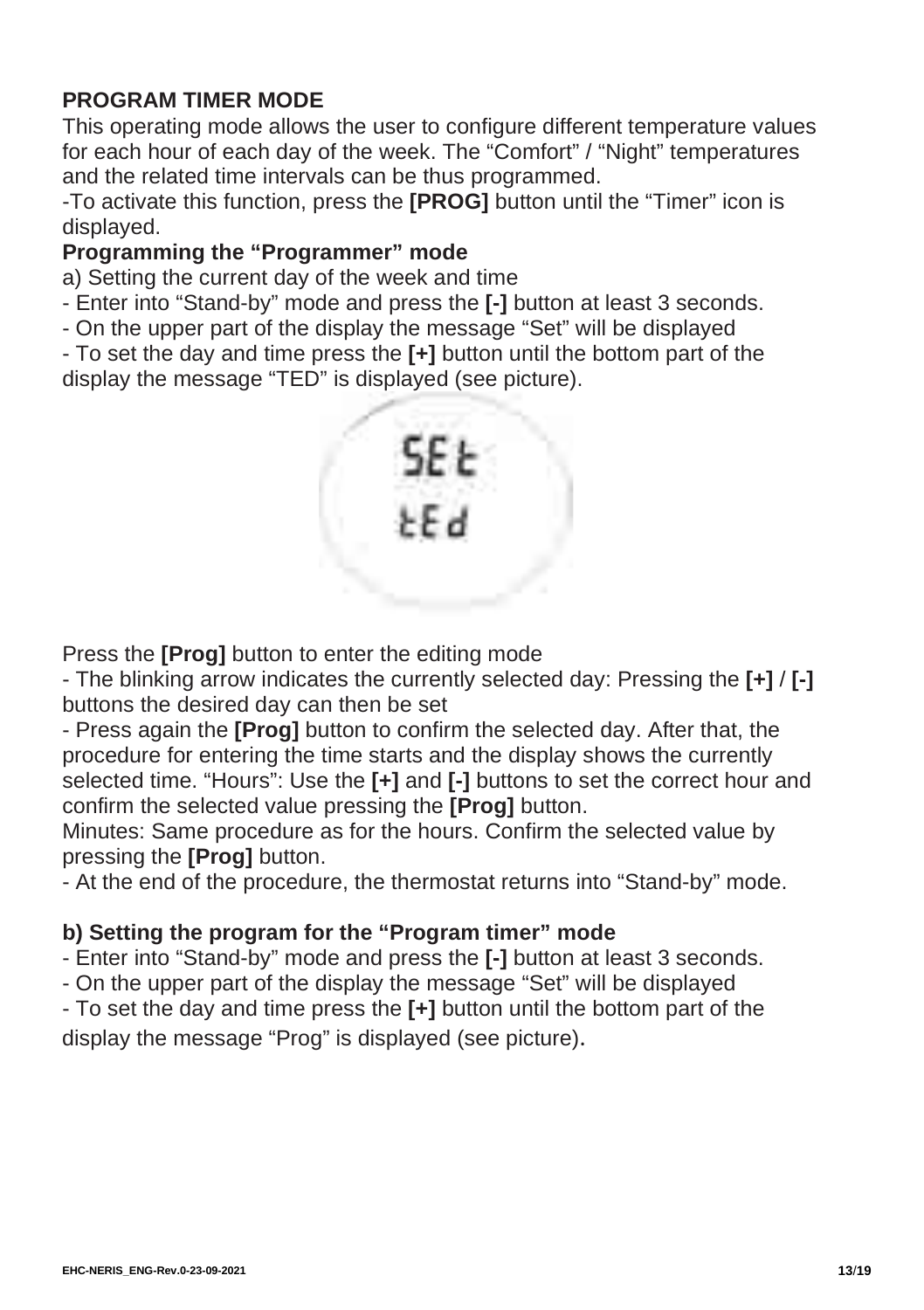## PROGRAM TIMER MODE

This operating mode allows the user to configure different temperature values for each hour of each day of the week. The "Comfort" / "Night" temperatures and the related time intervals can be thus programmed.

-To activate this function, press the **[PROG]** button until the "Timer" icon is displayed.

### Programming the "Programmer" mode

a) Setting the current day of the week and time

- Enter into "Stand-by" mode and press the **[-]** button at least 3 seconds.
- On the upper part of the display the message "Set" will be displayed
- To set the day and time press the **[+]** button until the bottom part of the display the message "TED" is displayed (see picture).

Press the **[Prog]** button to enter the editing mode

- The blinking arrow indicates the currently selected day: Pressing the **[+]** / **[-]** buttons the desired day can then be set
- Press again the **[Prog]** button to confirm the selected day. After that, the procedure for entering the time starts and the display shows the currently selected time. "Hours": Use the **[+]** and **[-]** buttons to set the correct hour and confirm the selected value pressing the **[Prog]** button.

Minutes: Same procedure as for the hours. Confirm the selected value by pressing the **[Prog]** button.

- At the end of the procedure, the thermostat returns into "Stand-by" mode.

### b) Setting the program for the "Program timer" mode

- Enter into "Stand-by" mode and press the **[-]** button at least 3 seconds.
- On the upper part of the display the message "Set" will be displayed
- To set the day and time press the **[+]** button until the bottom part of the display the message "Prog" is displayed (see picture).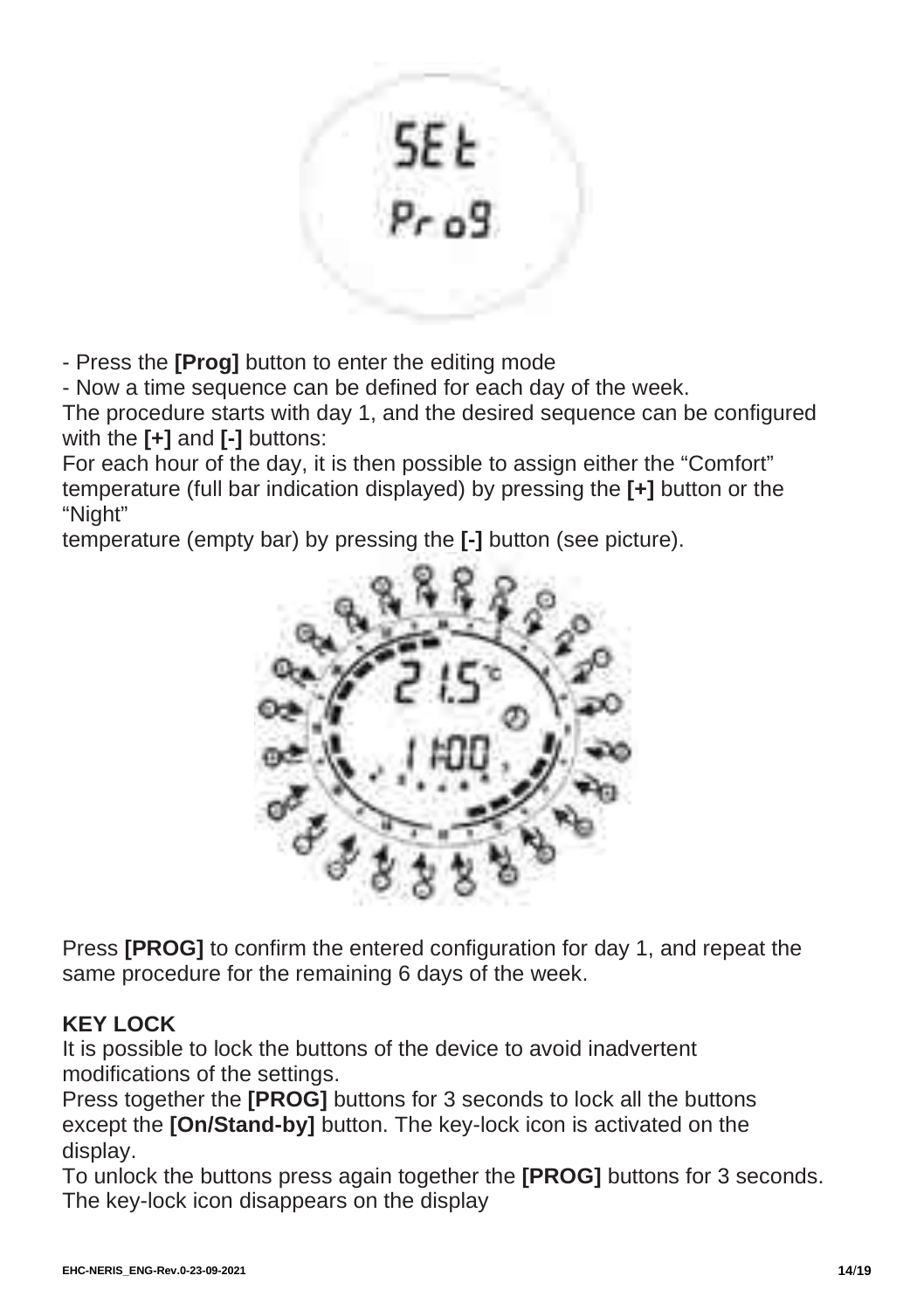- Press the **[Prog]** button to enter the editing mode
- Now a time sequence can be defined for each day of the week.

The procedure starts with day 1, and the desired sequence can be configured with the **[+]** and **[-]** buttons:
For each hour of the day, it is then possible to assign either the “Comfort” temperature (full bar indication displayed) by pressing the **[+]** button or the “Night”
temperature (empty bar) by pressing the **[-]** button (see picture).

Press **[PROG]** to confirm the entered configuration for day 1, and repeat the same procedure for the remaining 6 days of the week.

**KEY LOCK**

It is possible to lock the buttons of the device to avoid inadvertent modifications of the settings.
Press together the **[PROG]** buttons for 3 seconds to lock all the buttons except the **[On/Stand-by]** button. The key-lock icon is activated on the display.
To unlock the buttons press again together the **[PROG]** buttons for 3 seconds. The key-lock icon disappears on the display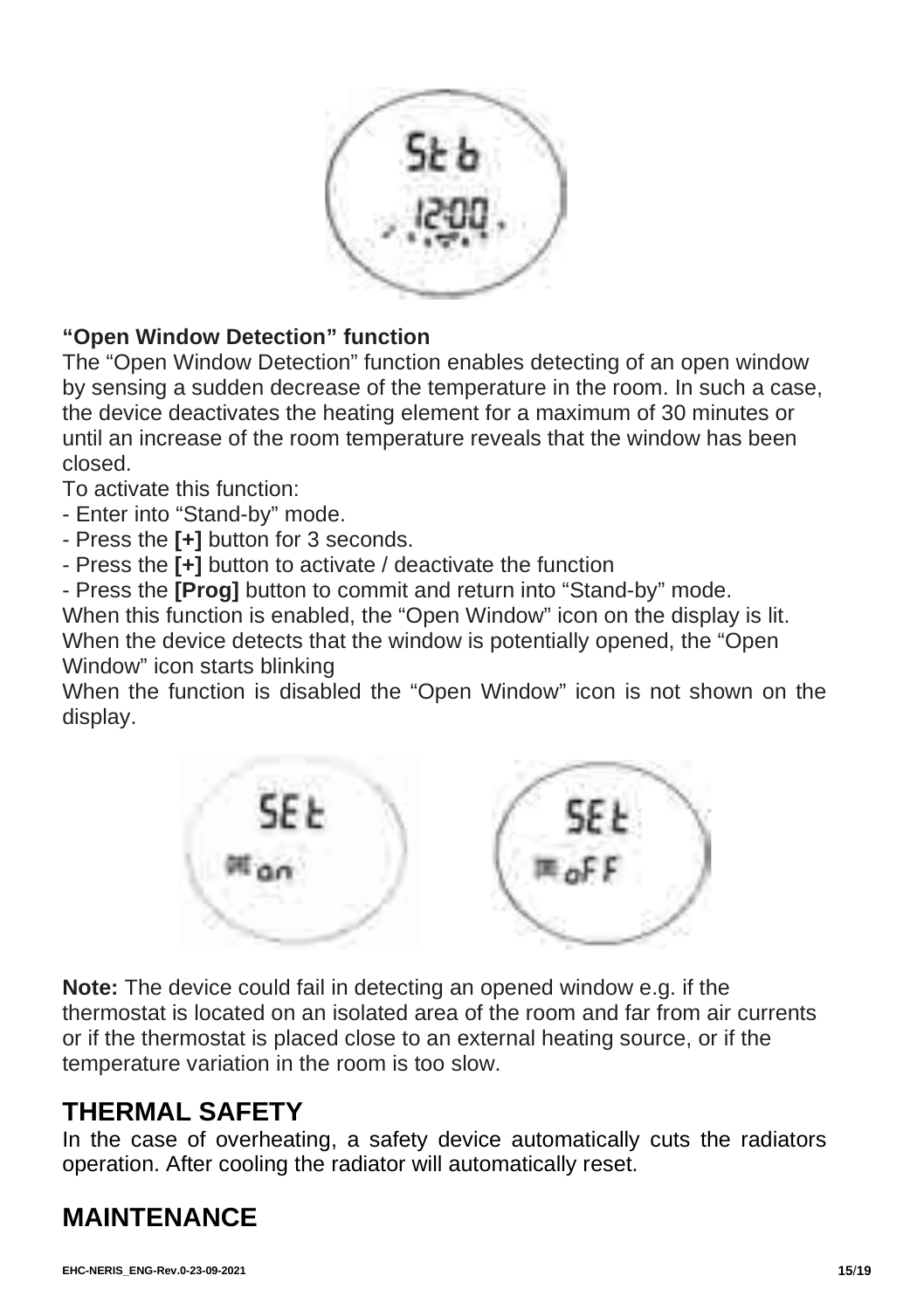**“Open Window Detection” function**

The “Open Window Detection” function enables detecting of an open window by sensing a sudden decrease of the temperature in the room. In such a case, the device deactivates the heating element for a maximum of 30 minutes or until an increase of the room temperature reveals that the window has been closed.

To activate this function:

- Enter into “Stand-by” mode.
- Press the **[+]** button for 3 seconds.
- Press the **[+]** button to activate / deactivate the function
- Press the **[Prog]** button to commit and return into “Stand-by” mode.

When this function is enabled, the “Open Window” icon on the display is lit. When the device detects that the window is potentially opened, the “Open Window” icon starts blinking

When the function is disabled the “Open Window” icon is not shown on the display.

**Note:** The device could fail in detecting an opened window e.g. if the thermostat is located on an isolated area of the room and far from air currents or if the thermostat is placed close to an external heating source, or if the temperature variation in the room is too slow.

## THERMAL SAFETY

In the case of overheating, a safety device automatically cuts the radiators operation. After cooling the radiator will automatically reset.

## MAINTENANCE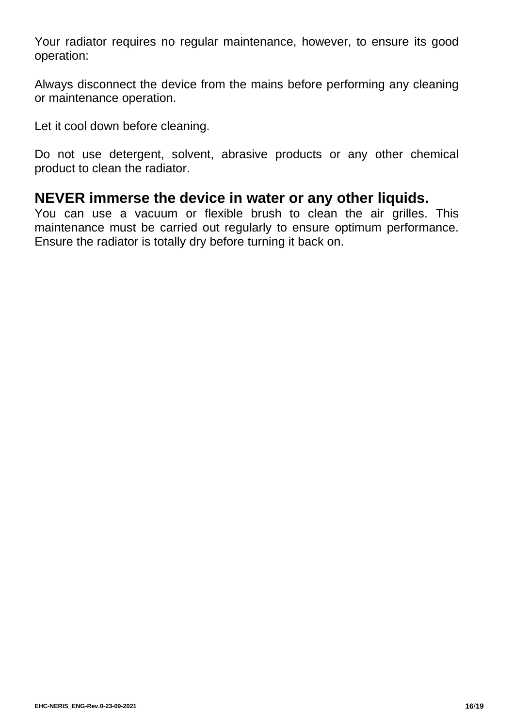Your radiator requires no regular maintenance, however, to ensure its good operation:

Always disconnect the device from the mains before performing any cleaning or maintenance operation.

Let it cool down before cleaning.

Do not use detergent, solvent, abrasive products or any other chemical product to clean the radiator.

**NEVER immerse the device in water or any other liquids.**

You can use a vacuum or flexible brush to clean the air grilles. This maintenance must be carried out regularly to ensure optimum performance. Ensure the radiator is totally dry before turning it back on.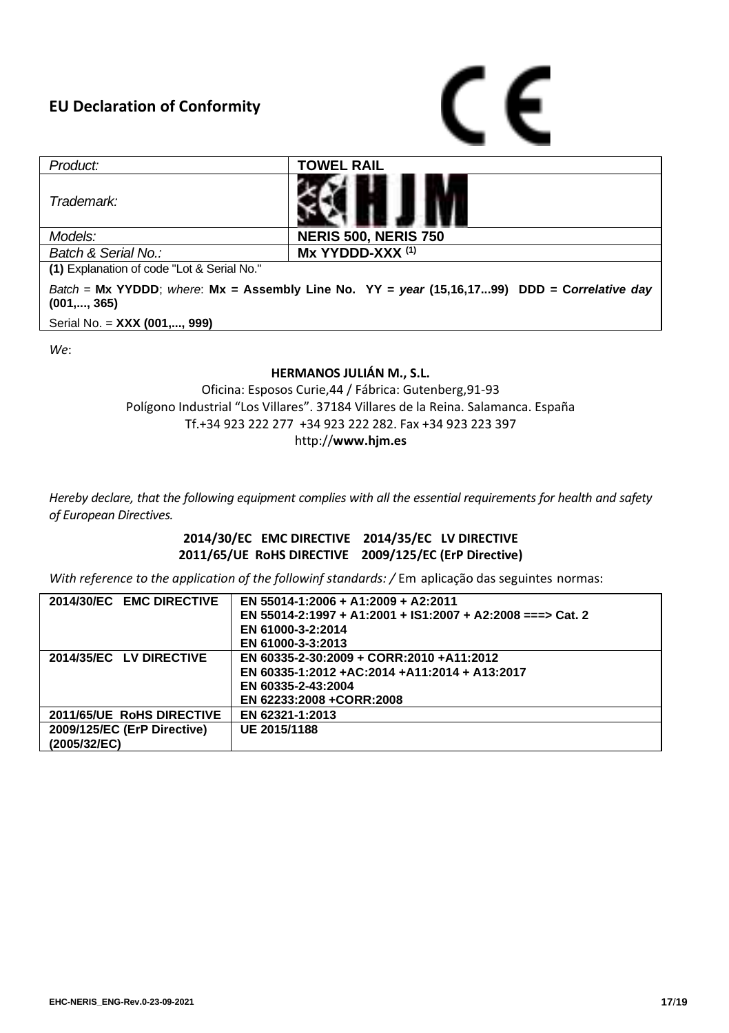# EU Declaration of Conformity

CE

| *Product:* | **TOWEL RAIL** |
|---|---|
| *Trademark:* | HJM |
| *Models:* | **NERIS 500, NERIS 750** |
| *Batch & Serial No.:* | **Mx YYDDD-XXX [1]** |

**(1)** Explanation of code "Lot & Serial No."

*Batch* = **Mx YYDDD**; *where*: **Mx = Assembly Line No. YY =** ***year*** **(15,16,17...99) DDD = C*orrelative day*** **(001,..., 365)**

Serial No. = **XXX (001,..., 999)**

*We*:

**HERMANOS JULIÁN M., S.L.**

Oficina: Esposos Curie,44 / Fábrica: Gutenberg,91-93
Polígono Industrial "Los Villares". 37184 Villares de la Reina. Salamanca. España
Tf.+34 923 222 277 +34 923 222 282. Fax +34 923 223 397
http://**www.hjm.es**

*Hereby declare, that the following equipment complies with all the essential requirements for health and safety of European Directives.*

**2014/30/EC EMC DIRECTIVE 2014/35/EC LV DIRECTIVE**
**2011/65/UE RoHS DIRECTIVE 2009/125/EC (ErP Directive)**

*With reference to the application of the followinf standards: /* Em aplicação das seguintes normas:

| **2014/30/EC EMC DIRECTIVE** | **EN 55014-1:2006 + A1:2009 + A2:2011**<br>**EN 55014-2:1997 + A1:2001 + IS1:2007 + A2:2008 ===> Cat. 2**<br>**EN 61000-3-2:2014**<br>**EN 61000-3-3:2013** |
|---|---|
| **2014/35/EC LV DIRECTIVE** | **EN 60335-2-30:2009 + CORR:2010 +A11:2012**<br>**EN 60335-1:2012 +AC:2014 +A11:2014 + A13:2017**<br>**EN 60335-2-43:2004**<br>**EN 62233:2008 +CORR:2008** |
| **2011/65/UE RoHS DIRECTIVE** | **EN 62321-1:2013** |
| **2009/125/EC (ErP Directive) (2005/32/EC)** | **UE 2015/1188** |

EHC-NERIS_ENG-Rev.0-23-09-2021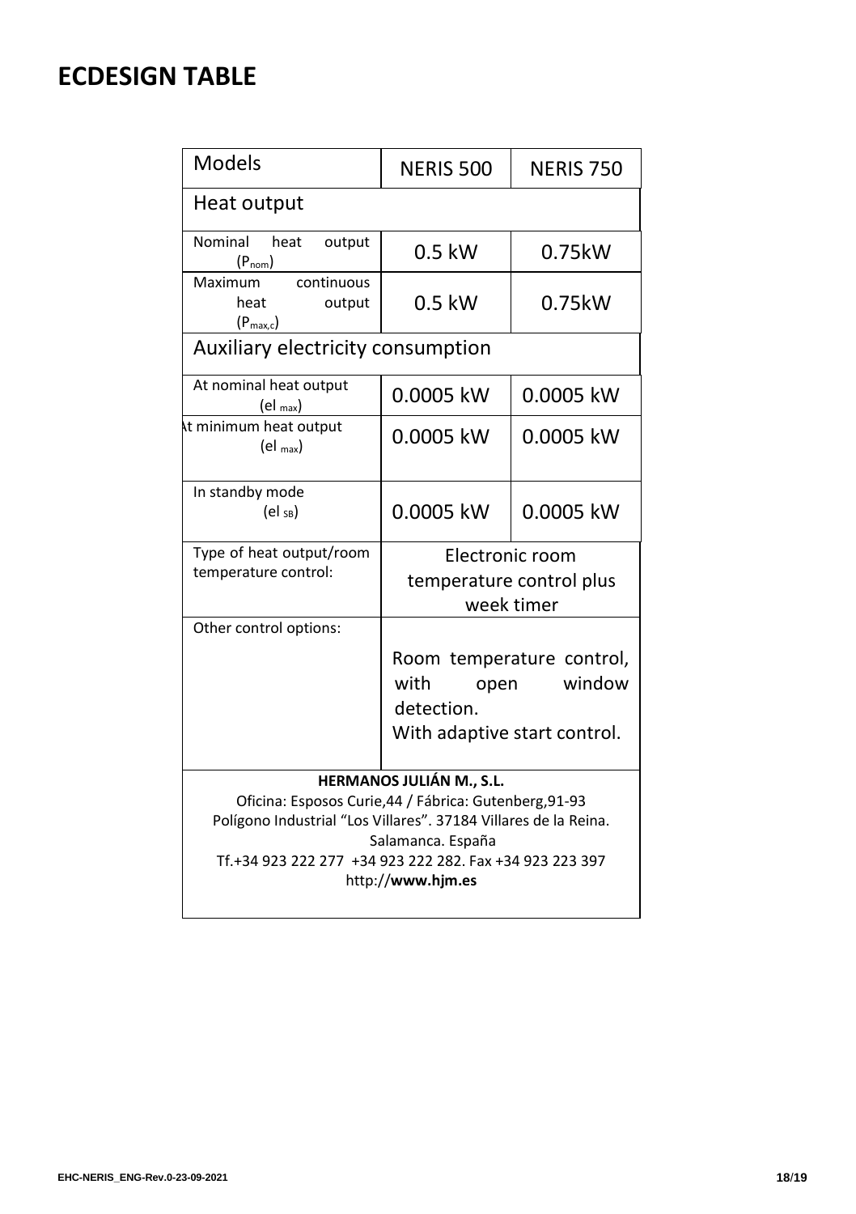# ECDESIGN TABLE

| Models | NERIS 500 | NERIS 750 |
|---|---|---|
| **Heat output** | | |
| Nominal heat output ($P_{nom}$) | 0.5 kW | 0.75kW |
| Maximum continuous heat output ($P_{max,c}$) | 0.5 kW | 0.75kW |
| **Auxiliary electricity consumption** | | |
| At nominal heat output ($el_{max}$) | 0.0005 kW | 0.0005 kW |
| At minimum heat output ($el_{max}$) | 0.0005 kW | 0.0005 kW |
| In standby mode ($el_{SB}$) | 0.0005 kW | 0.0005 kW |
| Type of heat output/room temperature control: | Electronic room temperature control plus week timer | |
| Other control options: | Room temperature control, with open window detection. With adaptive start control. | |

**HERMANOS JULIÁN M., S.L.**
Oficina: Esposos Curie,44 / Fábrica: Gutenberg,91-93
Polígono Industrial "Los Villares". 37184 Villares de la Reina.
Salamanca. España
Tf.+34 923 222 277 +34 923 222 282. Fax +34 923 223 397
http://**www.hjm.es**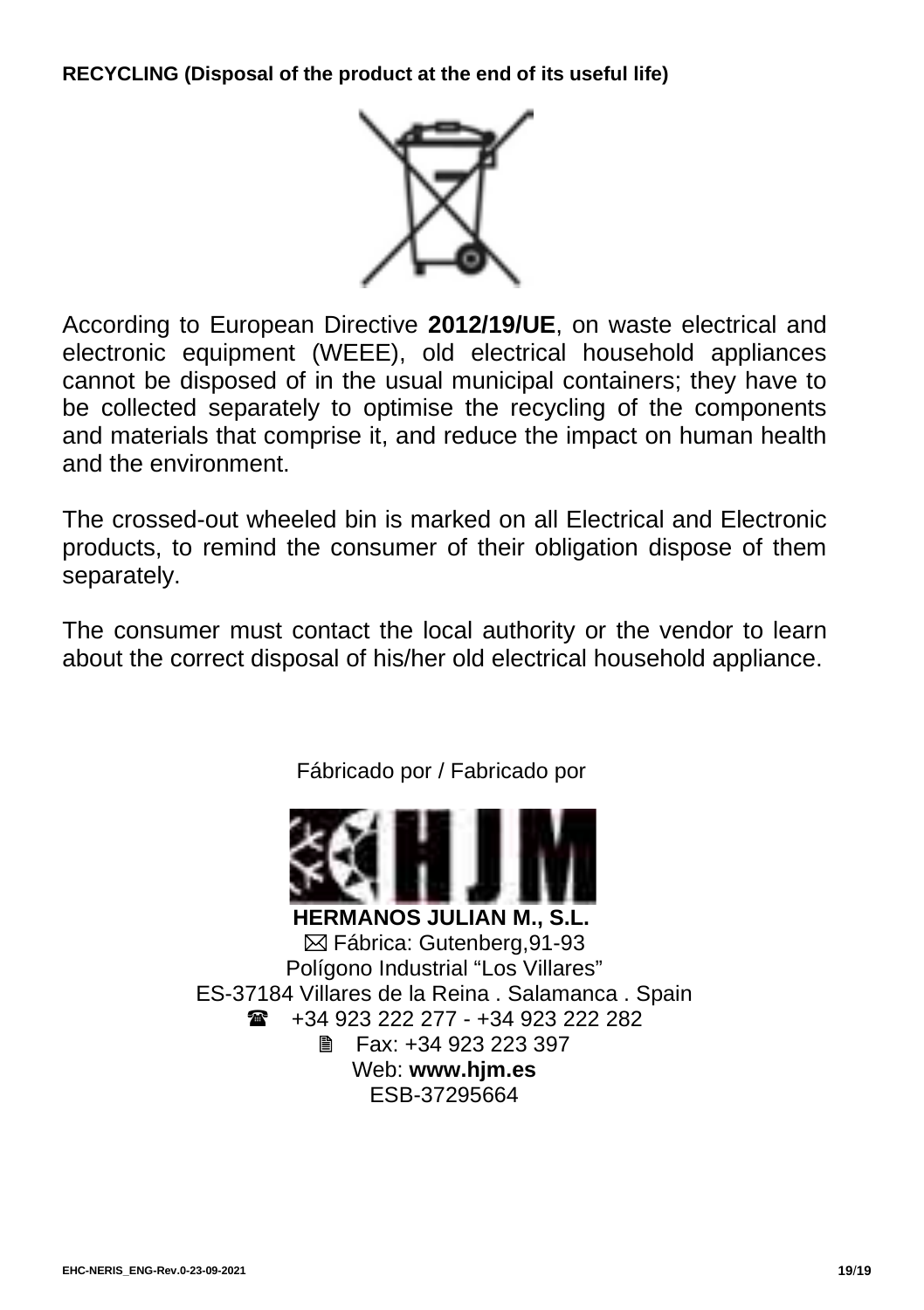**RECYCLING (Disposal of the product at the end of its useful life)**

According to European Directive **2012/19/UE**, on waste electrical and electronic equipment (WEEE), old electrical household appliances cannot be disposed of in the usual municipal containers; they have to be collected separately to optimise the recycling of the components and materials that comprise it, and reduce the impact on human health and the environment.

The crossed-out wheeled bin is marked on all Electrical and Electronic products, to remind the consumer of their obligation dispose of them separately.

The consumer must contact the local authority or the vendor to learn about the correct disposal of his/her old electrical household appliance.

Fábricado por / Fabricado por

**HERMANOS JULIAN M., S.L.**
⊠ Fábrica: Gutenberg,91-93
Polígono Industrial "Los Villares"
ES-37184 Villares de la Reina . Salamanca . Spain
☎ +34 923 222 277 - +34 923 222 282
🖹 Fax: +34 923 223 397
Web: **www.hjm.es**
ESB-37295664

EHC-NERIS_ENG-Rev.0-23-09-2021